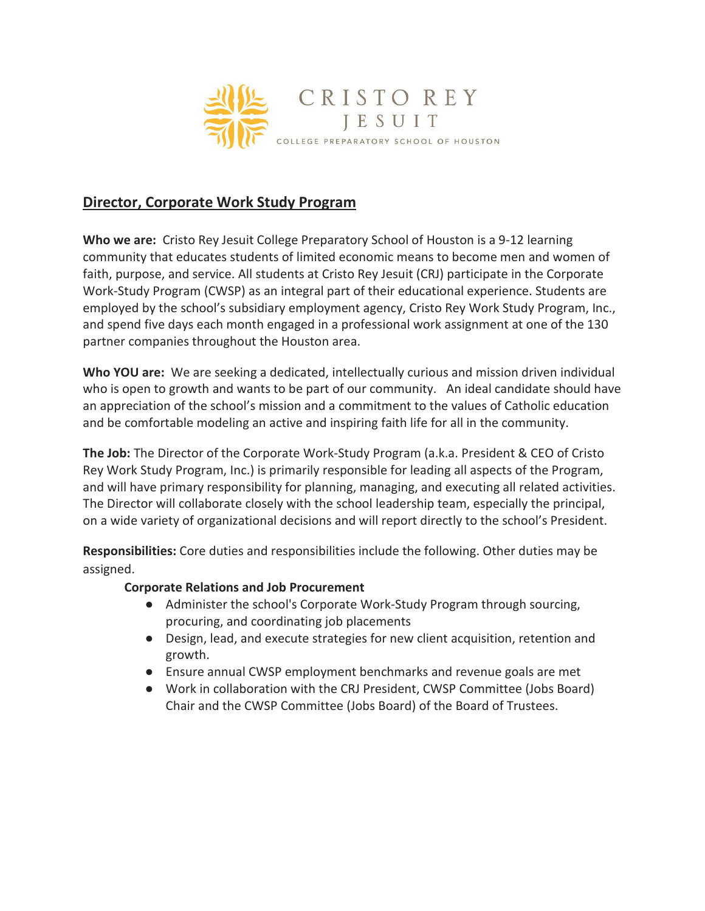CRISTO REY JESUIT

COLLEGE PREPARATORY SCHOOL OF HOUSTON

## Director, Corporate Work Study Program

**Who we are:** Cristo Rey Jesuit College Preparatory School of Houston is a 9-12 learning community that educates students of limited economic means to become men and women of faith, purpose, and service. All students at Cristo Rey Jesuit (CRJ) participate in the Corporate Work-Study Program (CWSP) as an integral part of their educational experience. Students are employed by the school's subsidiary employment agency, Cristo Rey Work Study Program, Inc., and spend five days each month engaged in a professional work assignment at one of the 130 partner companies throughout the Houston area.

**Who YOU are:** We are seeking a dedicated, intellectually curious and mission driven individual who is open to growth and wants to be part of our community. An ideal candidate should have an appreciation of the school's mission and a commitment to the values of Catholic education and be comfortable modeling an active and inspiring faith life for all in the community.

**The Job:** The Director of the Corporate Work-Study Program (a.k.a. President & CEO of Cristo Rey Work Study Program, Inc.) is primarily responsible for leading all aspects of the Program, and will have primary responsibility for planning, managing, and executing all related activities. The Director will collaborate closely with the school leadership team, especially the principal, on a wide variety of organizational decisions and will report directly to the school's President.

**Responsibilities:** Core duties and responsibilities include the following. Other duties may be assigned.

**Corporate Relations and Job Procurement**

- Administer the school's Corporate Work-Study Program through sourcing, procuring, and coordinating job placements
- Design, lead, and execute strategies for new client acquisition, retention and growth.
- Ensure annual CWSP employment benchmarks and revenue goals are met
- Work in collaboration with the CRJ President, CWSP Committee (Jobs Board) Chair and the CWSP Committee (Jobs Board) of the Board of Trustees.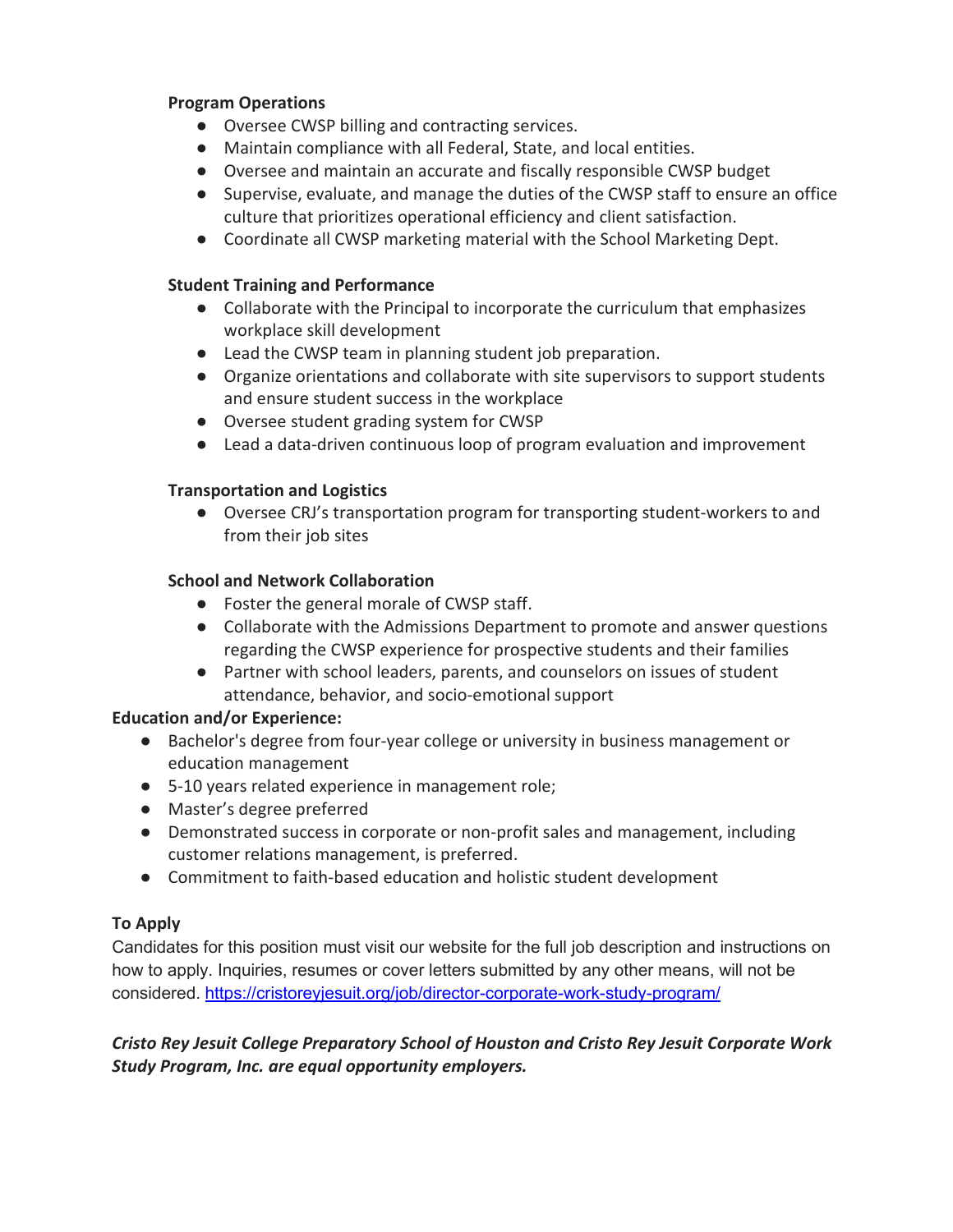**Program Operations**

- Oversee CWSP billing and contracting services.
- Maintain compliance with all Federal, State, and local entities.
- Oversee and maintain an accurate and fiscally responsible CWSP budget
- Supervise, evaluate, and manage the duties of the CWSP staff to ensure an office culture that prioritizes operational efficiency and client satisfaction.
- Coordinate all CWSP marketing material with the School Marketing Dept.

**Student Training and Performance**

- Collaborate with the Principal to incorporate the curriculum that emphasizes workplace skill development
- Lead the CWSP team in planning student job preparation.
- Organize orientations and collaborate with site supervisors to support students and ensure student success in the workplace
- Oversee student grading system for CWSP
- Lead a data-driven continuous loop of program evaluation and improvement

**Transportation and Logistics**

- Oversee CRJ's transportation program for transporting student-workers to and from their job sites

**School and Network Collaboration**

- Foster the general morale of CWSP staff.
- Collaborate with the Admissions Department to promote and answer questions regarding the CWSP experience for prospective students and their families
- Partner with school leaders, parents, and counselors on issues of student attendance, behavior, and socio-emotional support

**Education and/or Experience:**

- Bachelor's degree from four-year college or university in business management or education management
- 5-10 years related experience in management role;
- Master's degree preferred
- Demonstrated success in corporate or non-profit sales and management, including customer relations management, is preferred.
- Commitment to faith-based education and holistic student development

**To Apply**

Candidates for this position must visit our website for the full job description and instructions on how to apply. Inquiries, resumes or cover letters submitted by any other means, will not be considered. https://cristoreyjesuit.org/job/director-corporate-work-study-program/

***Cristo Rey Jesuit College Preparatory School of Houston and Cristo Rey Jesuit Corporate Work Study Program, Inc. are equal opportunity employers.***